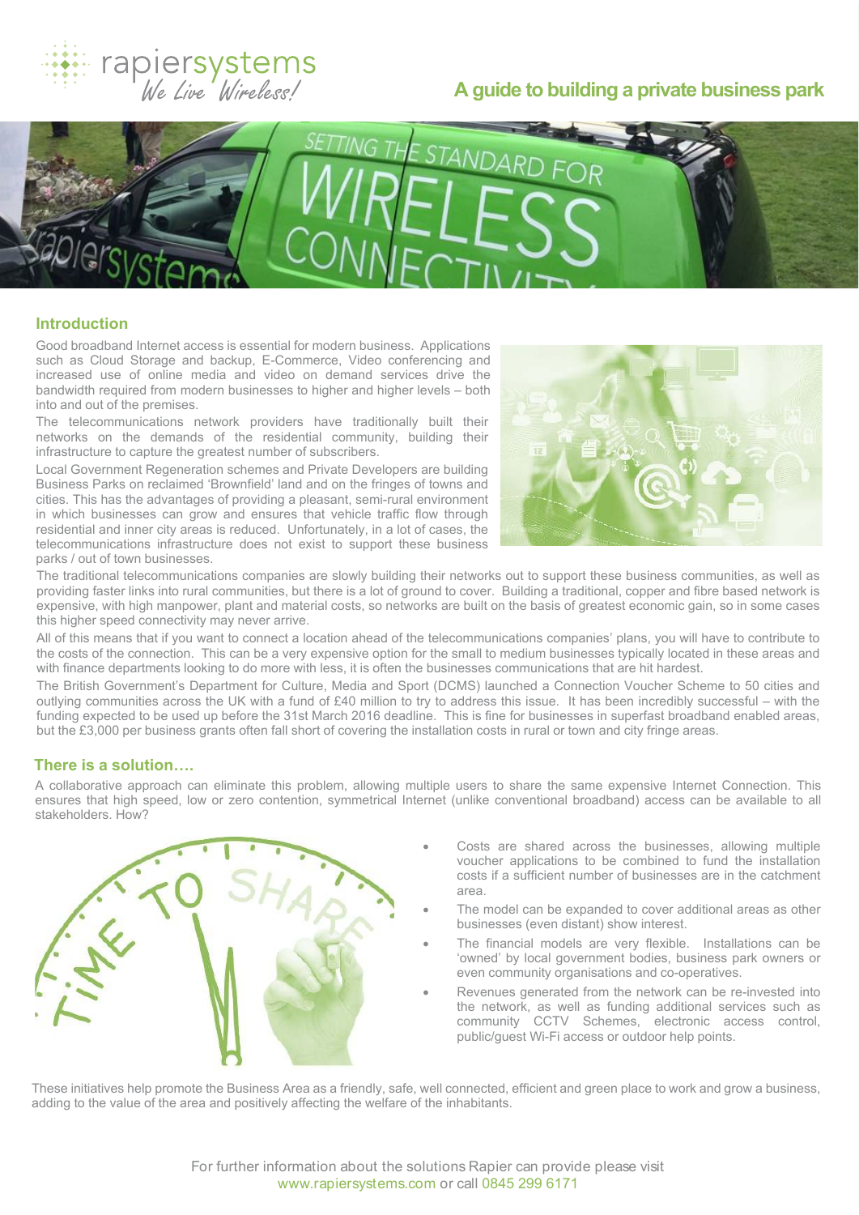# A guide to building a private business park

## Introduction

Good broadband Internet access is essential for modern business. Applications such as Cloud Storage and backup, E-Commerce, Video conferencing and increased use of online media and video on demand services drive the bandwidth required from modern businesses to higher and higher levels – both into and out of the premises.

The telecommunications network providers have traditionally built their networks on the demands of the residential community, building their infrastructure to capture the greatest number of subscribers.

Local Government Regeneration schemes and Private Developers are building Business Parks on reclaimed 'Brownfield' land and on the fringes of towns and cities. This has the advantages of providing a pleasant, semi-rural environment in which businesses can grow and ensures that vehicle traffic flow through residential and inner city areas is reduced. Unfortunately, in a lot of cases, the telecommunications infrastructure does not exist to support these business parks / out of town businesses.

The traditional telecommunications companies are slowly building their networks out to support these business communities, as well as providing faster links into rural communities, but there is a lot of ground to cover. Building a traditional, copper and fibre based network is expensive, with high manpower, plant and material costs, so networks are built on the basis of greatest economic gain, so in some cases this higher speed connectivity may never arrive.

All of this means that if you want to connect a location ahead of the telecommunications companies' plans, you will have to contribute to the costs of the connection. This can be a very expensive option for the small to medium businesses typically located in these areas and with finance departments looking to do more with less, it is often the businesses communications that are hit hardest.

The British Government's Department for Culture, Media and Sport (DCMS) launched a Connection Voucher Scheme to 50 cities and outlying communities across the UK with a fund of £40 million to try to address this issue. It has been incredibly successful – with the funding expected to be used up before the 31st March 2016 deadline. This is fine for businesses in superfast broadband enabled areas, but the £3,000 per business grants often fall short of covering the installation costs in rural or town and city fringe areas.

## There is a solution….

A collaborative approach can eliminate this problem, allowing multiple users to share the same expensive Internet Connection. This ensures that high speed, low or zero contention, symmetrical Internet (unlike conventional broadband) access can be available to all stakeholders. How?

- Costs are shared across the businesses, allowing multiple voucher applications to be combined to fund the installation costs if a sufficient number of businesses are in the catchment area.
- The model can be expanded to cover additional areas as other businesses (even distant) show interest.
- The financial models are very flexible. Installations can be 'owned' by local government bodies, business park owners or even community organisations and co-operatives.
- Revenues generated from the network can be re-invested into the network, as well as funding additional services such as community CCTV Schemes, electronic access control, public/guest Wi-Fi access or outdoor help points.

These initiatives help promote the Business Area as a friendly, safe, well connected, efficient and green place to work and grow a business, adding to the value of the area and positively affecting the welfare of the inhabitants.

For further information about the solutions Rapier can provide please visit www.rapiersystems.com or call 0845 299 6171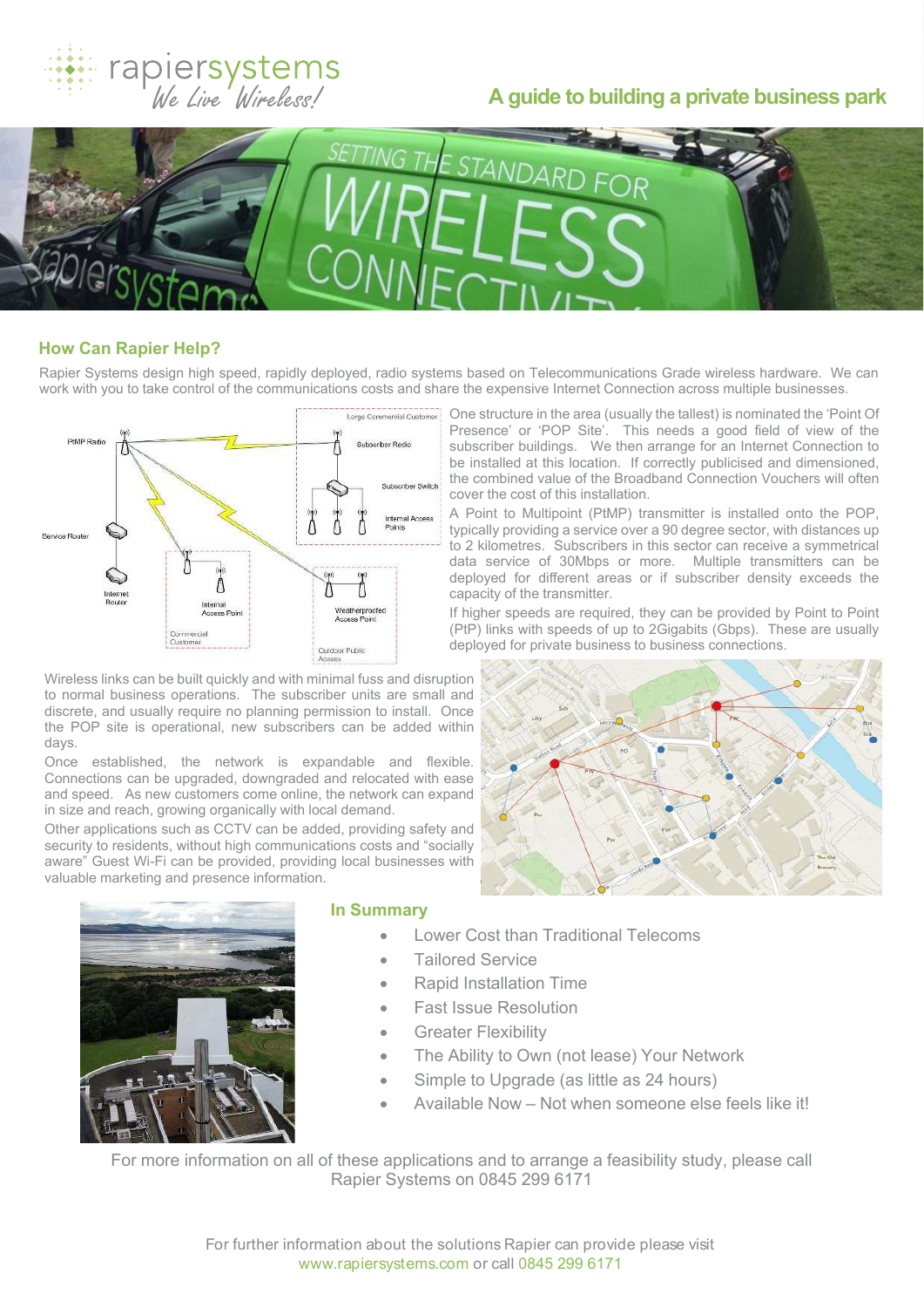rapiersystems
*We Live Wireless!*

# A guide to building a private business park

## How Can Rapier Help?

Rapier Systems design high speed, rapidly deployed, radio systems based on Telecommunications Grade wireless hardware. We can work with you to take control of the communications costs and share the expensive Internet Connection across multiple businesses.

One structure in the area (usually the tallest) is nominated the 'Point Of Presence' or 'POP Site'. This needs a good field of view of the subscriber buildings. We then arrange for an Internet Connection to be installed at this location. If correctly publicised and dimensioned, the combined value of the Broadband Connection Vouchers will often cover the cost of this installation.

A Point to Multipoint (PtMP) transmitter is installed onto the POP, typically providing a service over a 90 degree sector, with distances up to 2 kilometres. Subscribers in this sector can receive a symmetrical data service of 30Mbps or more. Multiple transmitters can be deployed for different areas or if subscriber density exceeds the capacity of the transmitter.

If higher speeds are required, they can be provided by Point to Point (PtP) links with speeds of up to 2Gigabits (Gbps). These are usually deployed for private business to business connections.

Wireless links can be built quickly and with minimal fuss and disruption to normal business operations. The subscriber units are small and discrete, and usually require no planning permission to install. Once the POP site is operational, new subscribers can be added within days.

Once established, the network is expandable and flexible. Connections can be upgraded, downgraded and relocated with ease and speed. As new customers come online, the network can expand in size and reach, growing organically with local demand.

Other applications such as CCTV can be added, providing safety and security to residents, without high communications costs and "socially aware" Guest Wi-Fi can be provided, providing local businesses with valuable marketing and presence information.

## In Summary

- Lower Cost than Traditional Telecoms
- Tailored Service
- Rapid Installation Time
- Fast Issue Resolution
- Greater Flexibility
- The Ability to Own (not lease) Your Network
- Simple to Upgrade (as little as 24 hours)
- Available Now – Not when someone else feels like it!

For more information on all of these applications and to arrange a feasibility study, please call Rapier Systems on 0845 299 6171

For further information about the solutions Rapier can provide please visit www.rapiersystems.com or call 0845 299 6171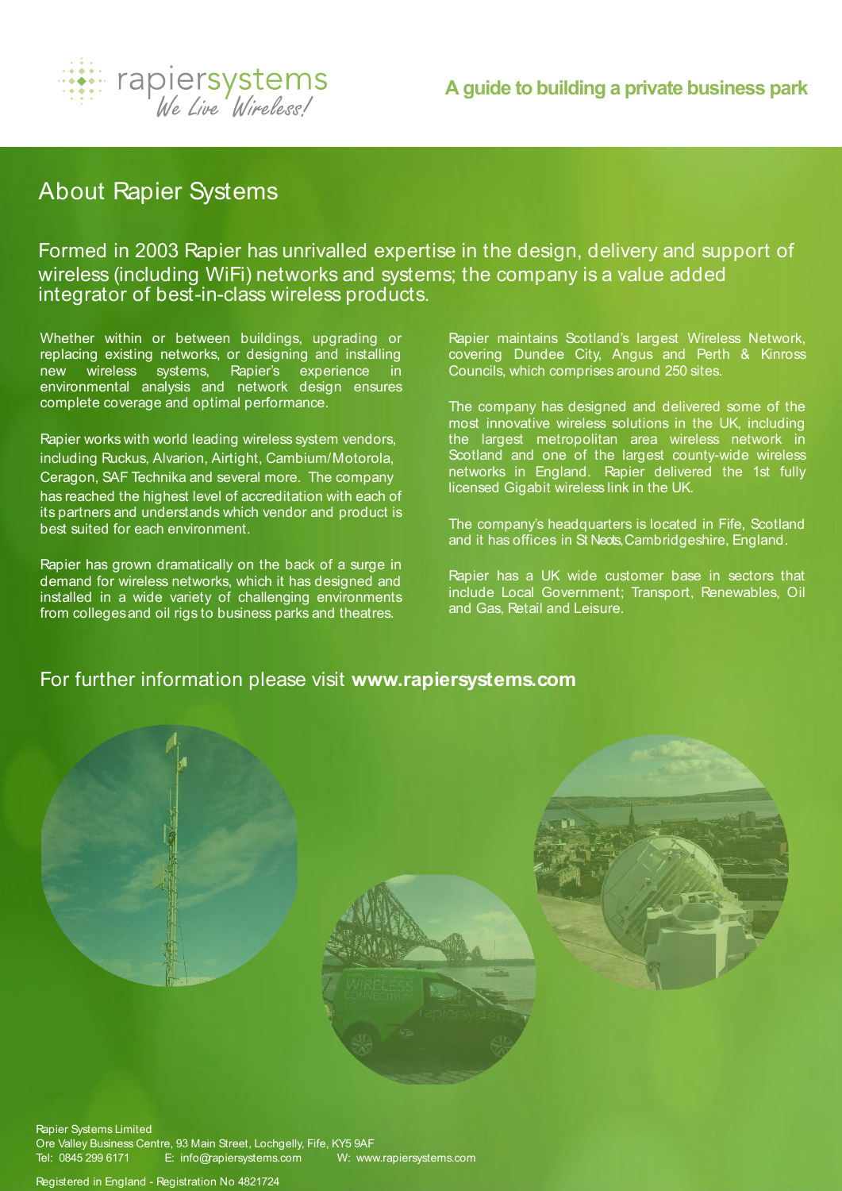rapiersystems
*We Live Wireless!*

**A guide to building a private business park**

## About Rapier Systems

Formed in 2003 Rapier has unrivalled expertise in the design, delivery and support of wireless (including WiFi) networks and systems; the company is a value added integrator of best-in-class wireless products.

Whether within or between buildings, upgrading or replacing existing networks, or designing and installing new wireless systems, Rapier's experience in environmental analysis and network design ensures complete coverage and optimal performance.

Rapier works with world leading wireless system vendors, including Ruckus, Alvarion, Airtight, Cambium/Motorola, Ceragon, SAF Technika and several more. The company has reached the highest level of accreditation with each of its partners and understands which vendor and product is best suited for each environment.

Rapier has grown dramatically on the back of a surge in demand for wireless networks, which it has designed and installed in a wide variety of challenging environments from colleges and oil rigs to business parks and theatres.

Rapier maintains Scotland's largest Wireless Network, covering Dundee City, Angus and Perth & Kinross Councils, which comprises around 250 sites.

The company has designed and delivered some of the most innovative wireless solutions in the UK, including the largest metropolitan area wireless network in Scotland and one of the largest county-wide wireless networks in England. Rapier delivered the 1st fully licensed Gigabit wireless link in the UK.

The company's headquarters is located in Fife, Scotland and it has offices in St Neots, Cambridgeshire, England.

Rapier has a UK wide customer base in sectors that include Local Government; Transport, Renewables, Oil and Gas, Retail and Leisure.

For further information please visit **www.rapiersystems.com**

Rapier Systems Limited
Ore Valley Business Centre, 93 Main Street, Lochgelly, Fife, KY5 9AF
Tel: 0845 299 6171 E: info@rapiersystems.com W: www.rapiersystems.com

Registered in England - Registration No 4821724